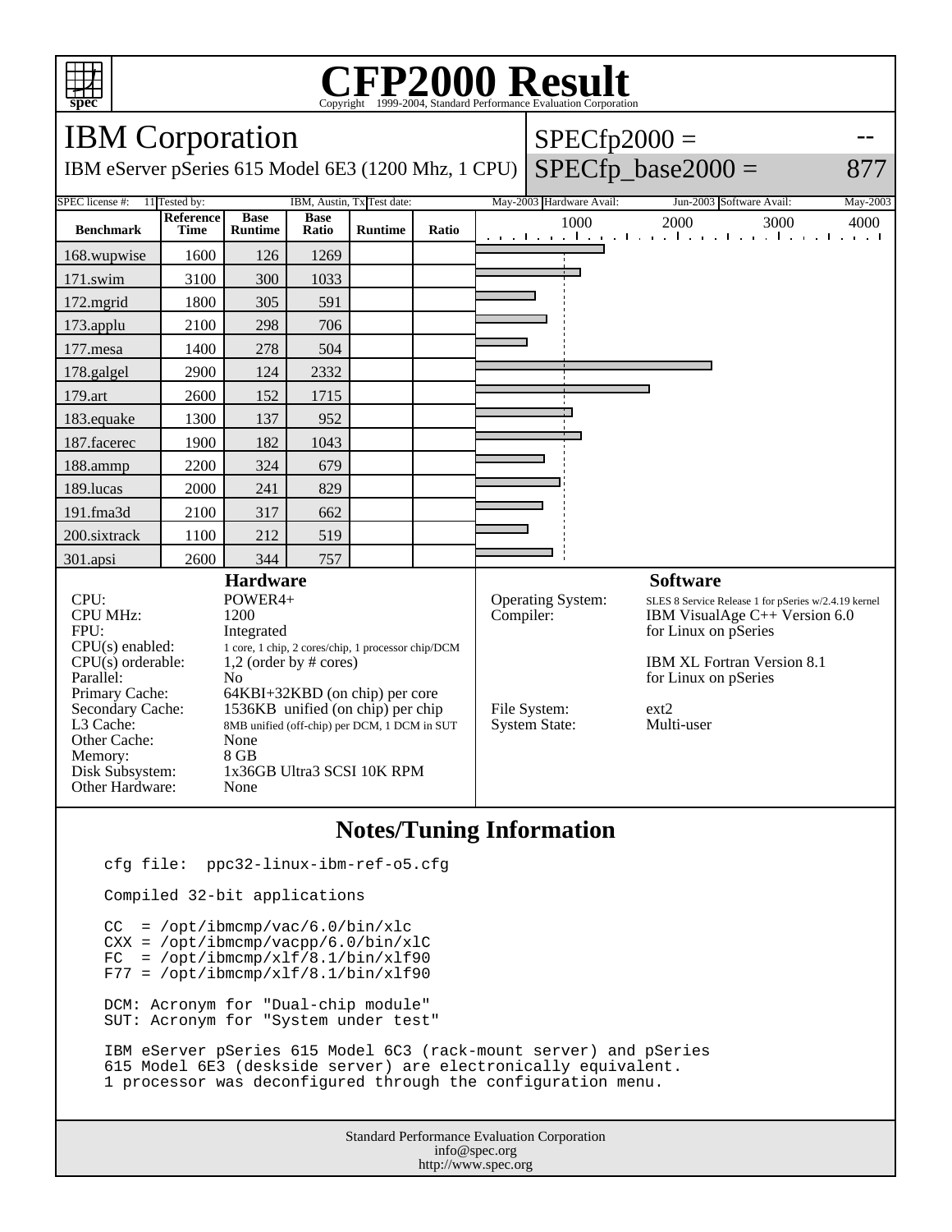# CFP2000 Result

Copyright 1999-2004, Standard Performance Evaluation Corporation

## IBM Corporation

IBM eServer pSeries 615 Model 6E3 (1200 Mhz, 1 CPU)

SPECfp2000 = --

SPECfp_base2000 = 877

| SPEC license #: | 11 | Tested by: | IBM, Austin, Tx | Test date: | May-2003 | Hardware Avail: | Jun-2003 | Software Avail: | May-2003 |
|---|---|---|---|---|---|---|---|---|---|

| Benchmark | Reference Time | Base Runtime | Base Ratio | Runtime | Ratio |
|---|---|---|---|---|---|
| 168.wupwise | 1600 | 126 | 1269 | | |
| 171.swim | 3100 | 300 | 1033 | | |
| 172.mgrid | 1800 | 305 | 591 | | |
| 173.applu | 2100 | 298 | 706 | | |
| 177.mesa | 1400 | 278 | 504 | | |
| 178.galgel | 2900 | 124 | 2332 | | |
| 179.art | 2600 | 152 | 1715 | | |
| 183.equake | 1300 | 137 | 952 | | |
| 187.facerec | 1900 | 182 | 1043 | | |
| 188.ammp | 2200 | 324 | 679 | | |
| 189.lucas | 2000 | 241 | 829 | | |
| 191.fma3d | 2100 | 317 | 662 | | |
| 200.sixtrack | 1100 | 212 | 519 | | |
| 301.apsi | 2600 | 344 | 757 | | |

### Hardware

| | |
|---|---|
| CPU: | POWER4+ |
| CPU MHz: | 1200 |
| FPU: | Integrated |
| CPU(s) enabled: | 1 core, 1 chip, 2 cores/chip, 1 processor chip/DCM |
| CPU(s) orderable: | 1,2 (order by # cores) |
| Parallel: | No |
| Primary Cache: | 64KBI+32KBD (on chip) per core |
| Secondary Cache: | 1536KB unified (on chip) per chip |
| L3 Cache: | 8MB unified (off-chip) per DCM, 1 DCM in SUT |
| Other Cache: | None |
| Memory: | 8 GB |
| Disk Subsystem: | 1x36GB Ultra3 SCSI 10K RPM |
| Other Hardware: | None |

### Software

| | |
|---|---|
| Operating System: | SLES 8 Service Release 1 for pSeries w/2.4.19 kernel |
| Compiler: | IBM VisualAge C++ Version 6.0 for Linux on pSeries<br><br>IBM XL Fortran Version 8.1 for Linux on pSeries |
| File System: | ext2 |
| System State: | Multi-user |

## Notes/Tuning Information

```
cfg file:  ppc32-linux-ibm-ref-o5.cfg

Compiled 32-bit applications

CC  = /opt/ibmcmp/vac/6.0/bin/xlc
CXX = /opt/ibmcmp/vacpp/6.0/bin/xlC
FC  = /opt/ibmcmp/xlf/8.1/bin/xlf90
F77 = /opt/ibmcmp/xlf/8.1/bin/xlf90

DCM: Acronym for "Dual-chip module"
SUT: Acronym for "System under test"

IBM eServer pSeries 615 Model 6C3 (rack-mount server) and pSeries
615 Model 6E3 (deskside server) are electronically equivalent.
1 processor was deconfigured through the configuration menu.
```

Standard Performance Evaluation Corporation
info@spec.org
http://www.spec.org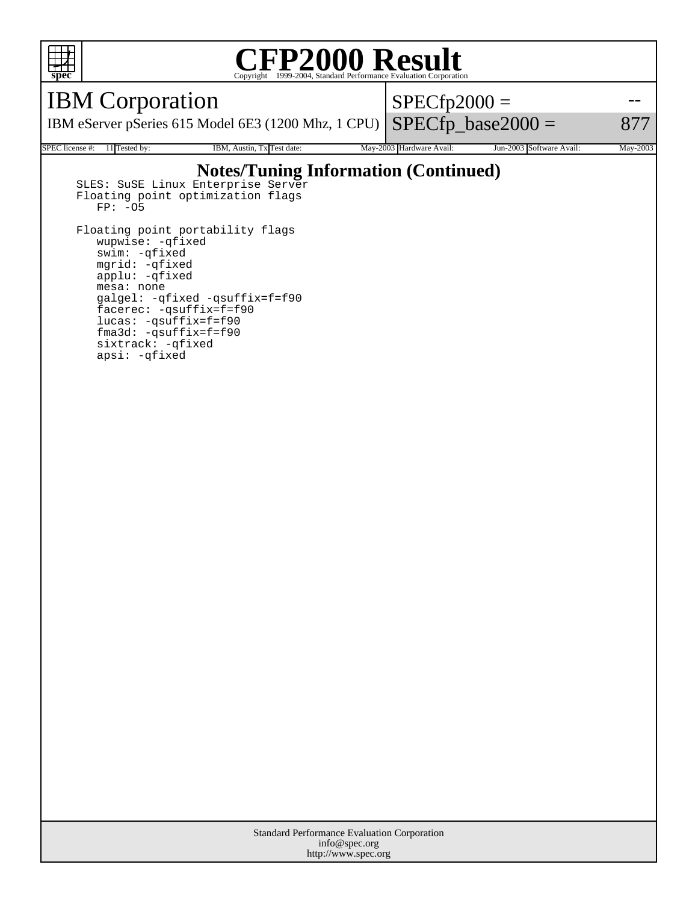# CFP2000 Result

Copyright 1999-2004, Standard Performance Evaluation Corporation

## IBM Corporation

IBM eServer pSeries 615 Model 6E3 (1200 Mhz, 1 CPU)

SPECfp2000 = --

SPECfp_base2000 = 877

| SPEC license #: | 11 | Tested by: | IBM, Austin, Tx | Test date: | May-2003 | Hardware Avail: | Jun-2003 | Software Avail: | May-2003 |
|---|---|---|---|---|---|---|---|---|---|

## Notes/Tuning Information (Continued)

```
SLES: SuSE Linux Enterprise Server
Floating point optimization flags
   FP: -O5

Floating point portability flags
   wupwise: -qfixed
   swim: -qfixed
   mgrid: -qfixed
   applu: -qfixed
   mesa: none
   galgel: -qfixed -qsuffix=f=f90
   facerec: -qsuffix=f=f90
   lucas: -qsuffix=f=f90
   fma3d: -qsuffix=f=f90
   sixtrack: -qfixed
   apsi: -qfixed
```

Standard Performance Evaluation Corporation
info@spec.org
http://www.spec.org